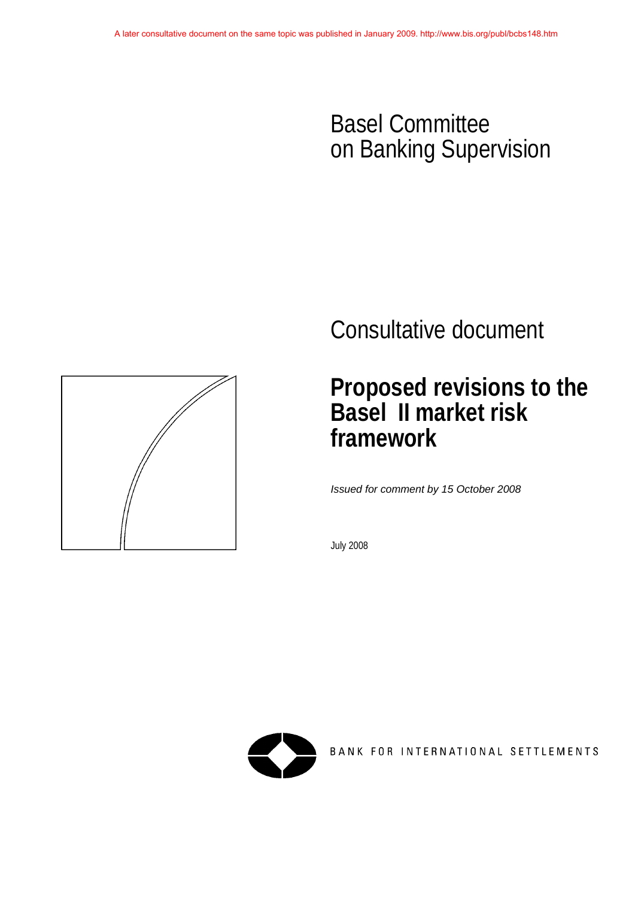A later consultative document on the same topic was published in January 2009. http://www.bis.org/publ/bcbs148.htm

Basel Committee
on Banking Supervision

Consultative document

# Proposed revisions to the Basel II market risk framework

*Issued for comment by 15 October 2008*

July 2008

BANK FOR INTERNATIONAL SETTLEMENTS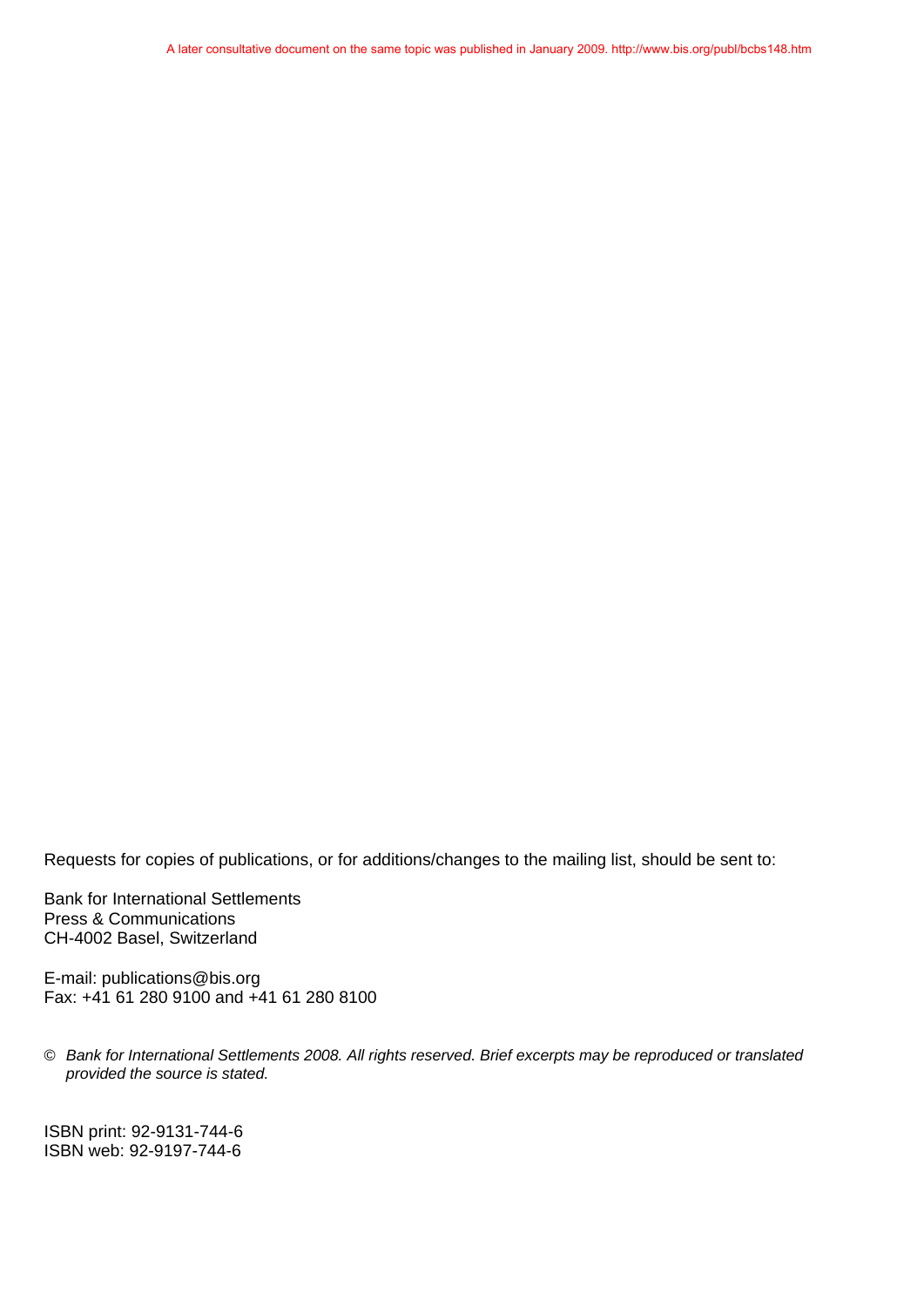A later consultative document on the same topic was published in January 2009. http://www.bis.org/publ/bcbs148.htm

Requests for copies of publications, or for additions/changes to the mailing list, should be sent to:

Bank for International Settlements
Press & Communications
CH-4002 Basel, Switzerland

E-mail: publications@bis.org
Fax: +41 61 280 9100 and +41 61 280 8100

© *Bank for International Settlements 2008. All rights reserved. Brief excerpts may be reproduced or translated provided the source is stated.*

ISBN print: 92-9131-744-6
ISBN web: 92-9197-744-6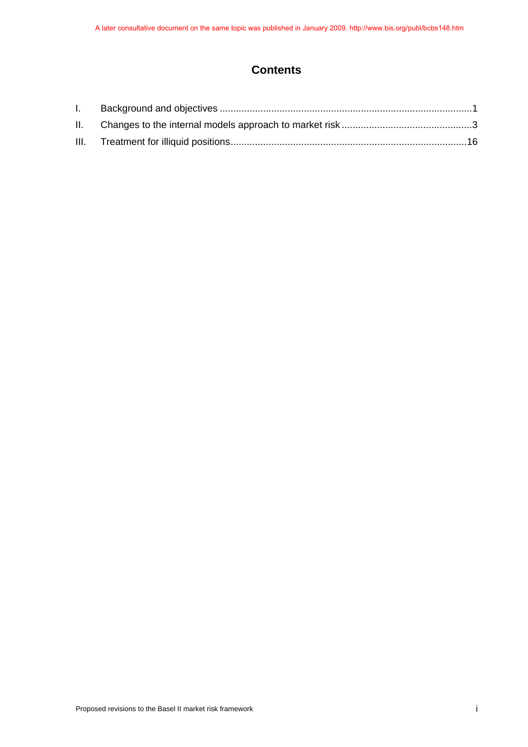A later consultative document on the same topic was published in January 2009. http://www.bis.org/publ/bcbs148.htm

# Contents

I. Background and objectives ............................................................................................1

II. Changes to the internal models approach to market risk ................................................3

III. Treatment for illiquid positions......................................................................................16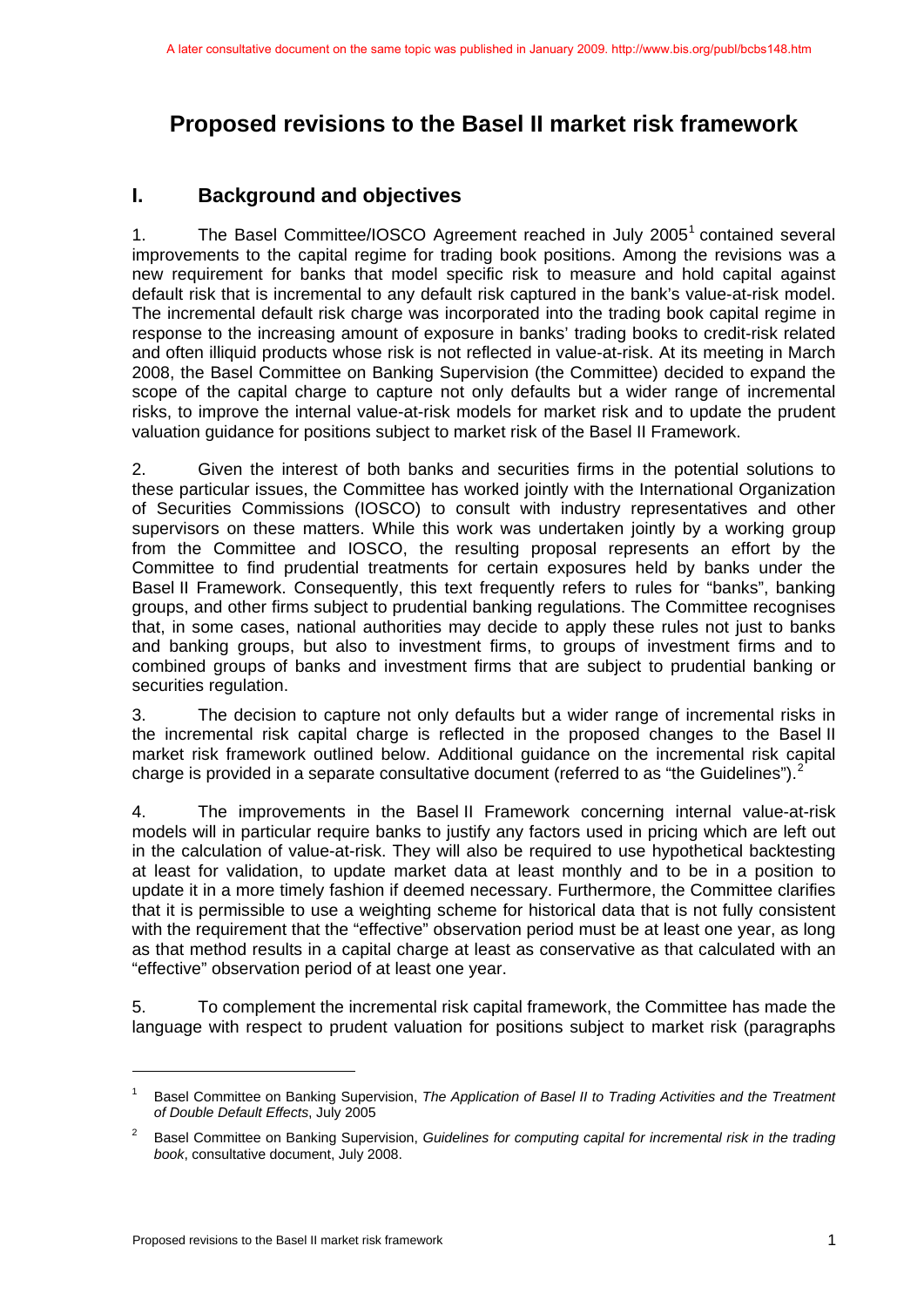A later consultative document on the same topic was published in January 2009. http://www.bis.org/publ/bcbs148.htm

# Proposed revisions to the Basel II market risk framework

## I. Background and objectives

1. The Basel Committee/IOSCO Agreement reached in July 2005[1] contained several improvements to the capital regime for trading book positions. Among the revisions was a new requirement for banks that model specific risk to measure and hold capital against default risk that is incremental to any default risk captured in the bank's value-at-risk model. The incremental default risk charge was incorporated into the trading book capital regime in response to the increasing amount of exposure in banks' trading books to credit-risk related and often illiquid products whose risk is not reflected in value-at-risk. At its meeting in March 2008, the Basel Committee on Banking Supervision (the Committee) decided to expand the scope of the capital charge to capture not only defaults but a wider range of incremental risks, to improve the internal value-at-risk models for market risk and to update the prudent valuation guidance for positions subject to market risk of the Basel II Framework.

2. Given the interest of both banks and securities firms in the potential solutions to these particular issues, the Committee has worked jointly with the International Organization of Securities Commissions (IOSCO) to consult with industry representatives and other supervisors on these matters. While this work was undertaken jointly by a working group from the Committee and IOSCO, the resulting proposal represents an effort by the Committee to find prudential treatments for certain exposures held by banks under the Basel II Framework. Consequently, this text frequently refers to rules for "banks", banking groups, and other firms subject to prudential banking regulations. The Committee recognises that, in some cases, national authorities may decide to apply these rules not just to banks and banking groups, but also to investment firms, to groups of investment firms and to combined groups of banks and investment firms that are subject to prudential banking or securities regulation.

3. The decision to capture not only defaults but a wider range of incremental risks in the incremental risk capital charge is reflected in the proposed changes to the Basel II market risk framework outlined below. Additional guidance on the incremental risk capital charge is provided in a separate consultative document (referred to as "the Guidelines").[2]

4. The improvements in the Basel II Framework concerning internal value-at-risk models will in particular require banks to justify any factors used in pricing which are left out in the calculation of value-at-risk. They will also be required to use hypothetical backtesting at least for validation, to update market data at least monthly and to be in a position to update it in a more timely fashion if deemed necessary. Furthermore, the Committee clarifies that it is permissible to use a weighting scheme for historical data that is not fully consistent with the requirement that the "effective" observation period must be at least one year, as long as that method results in a capital charge at least as conservative as that calculated with an "effective" observation period of at least one year.

5. To complement the incremental risk capital framework, the Committee has made the language with respect to prudent valuation for positions subject to market risk (paragraphs

---

[1] Basel Committee on Banking Supervision, *The Application of Basel II to Trading Activities and the Treatment of Double Default Effects*, July 2005

[2] Basel Committee on Banking Supervision, *Guidelines for computing capital for incremental risk in the trading book*, consultative document, July 2008.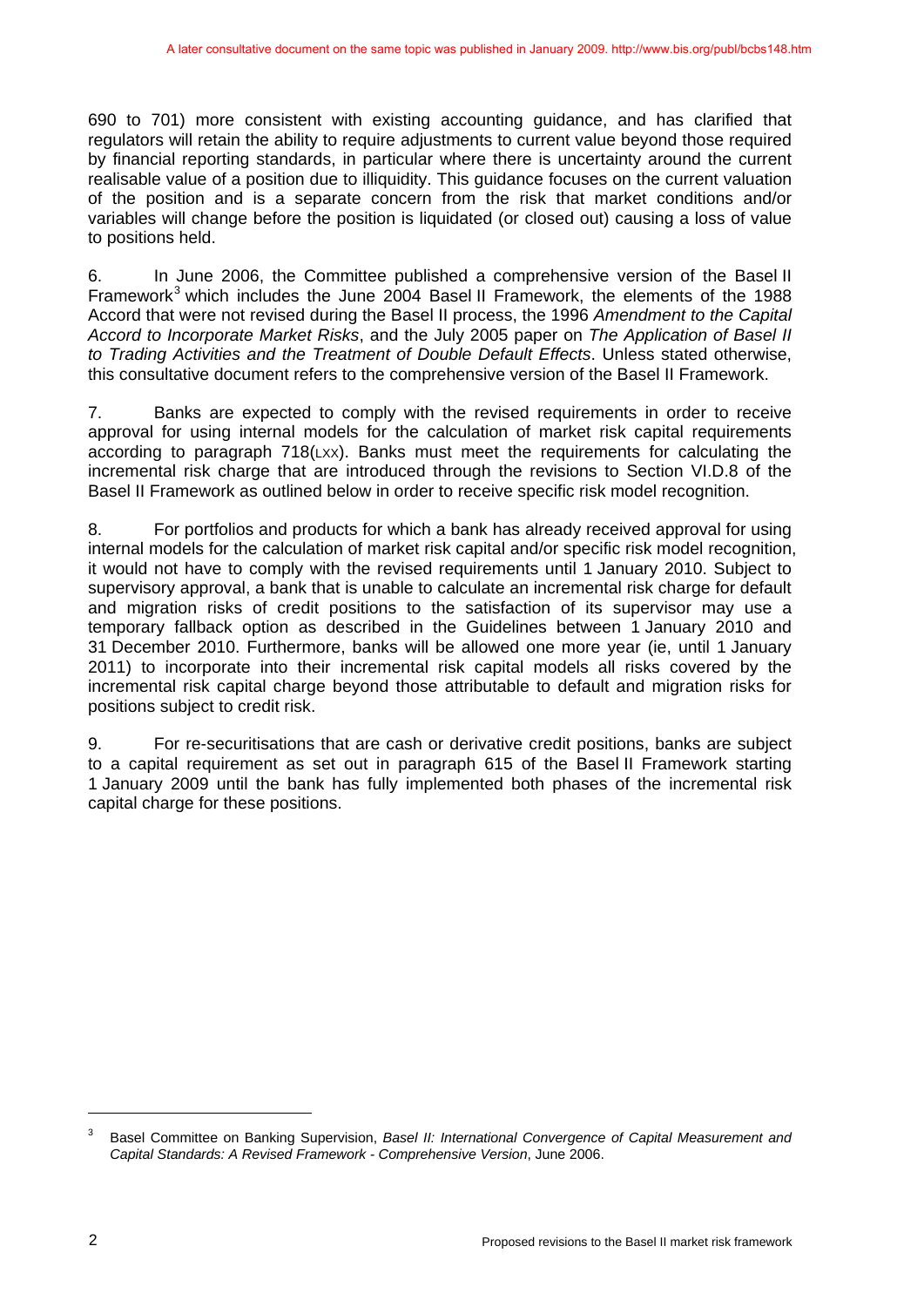690 to 701) more consistent with existing accounting guidance, and has clarified that regulators will retain the ability to require adjustments to current value beyond those required by financial reporting standards, in particular where there is uncertainty around the current realisable value of a position due to illiquidity. This guidance focuses on the current valuation of the position and is a separate concern from the risk that market conditions and/or variables will change before the position is liquidated (or closed out) causing a loss of value to positions held.

6. In June 2006, the Committee published a comprehensive version of the Basel II Framework[3] which includes the June 2004 Basel II Framework, the elements of the 1988 Accord that were not revised during the Basel II process, the 1996 *Amendment to the Capital Accord to Incorporate Market Risks*, and the July 2005 paper on *The Application of Basel II to Trading Activities and the Treatment of Double Default Effects*. Unless stated otherwise, this consultative document refers to the comprehensive version of the Basel II Framework.

7. Banks are expected to comply with the revised requirements in order to receive approval for using internal models for the calculation of market risk capital requirements according to paragraph 718(LXX). Banks must meet the requirements for calculating the incremental risk charge that are introduced through the revisions to Section VI.D.8 of the Basel II Framework as outlined below in order to receive specific risk model recognition.

8. For portfolios and products for which a bank has already received approval for using internal models for the calculation of market risk capital and/or specific risk model recognition, it would not have to comply with the revised requirements until 1 January 2010. Subject to supervisory approval, a bank that is unable to calculate an incremental risk charge for default and migration risks of credit positions to the satisfaction of its supervisor may use a temporary fallback option as described in the Guidelines between 1 January 2010 and 31 December 2010. Furthermore, banks will be allowed one more year (ie, until 1 January 2011) to incorporate into their incremental risk capital models all risks covered by the incremental risk capital charge beyond those attributable to default and migration risks for positions subject to credit risk.

9. For re-securitisations that are cash or derivative credit positions, banks are subject to a capital requirement as set out in paragraph 615 of the Basel II Framework starting 1 January 2009 until the bank has fully implemented both phases of the incremental risk capital charge for these positions.

[3] Basel Committee on Banking Supervision, *Basel II: International Convergence of Capital Measurement and Capital Standards: A Revised Framework - Comprehensive Version*, June 2006.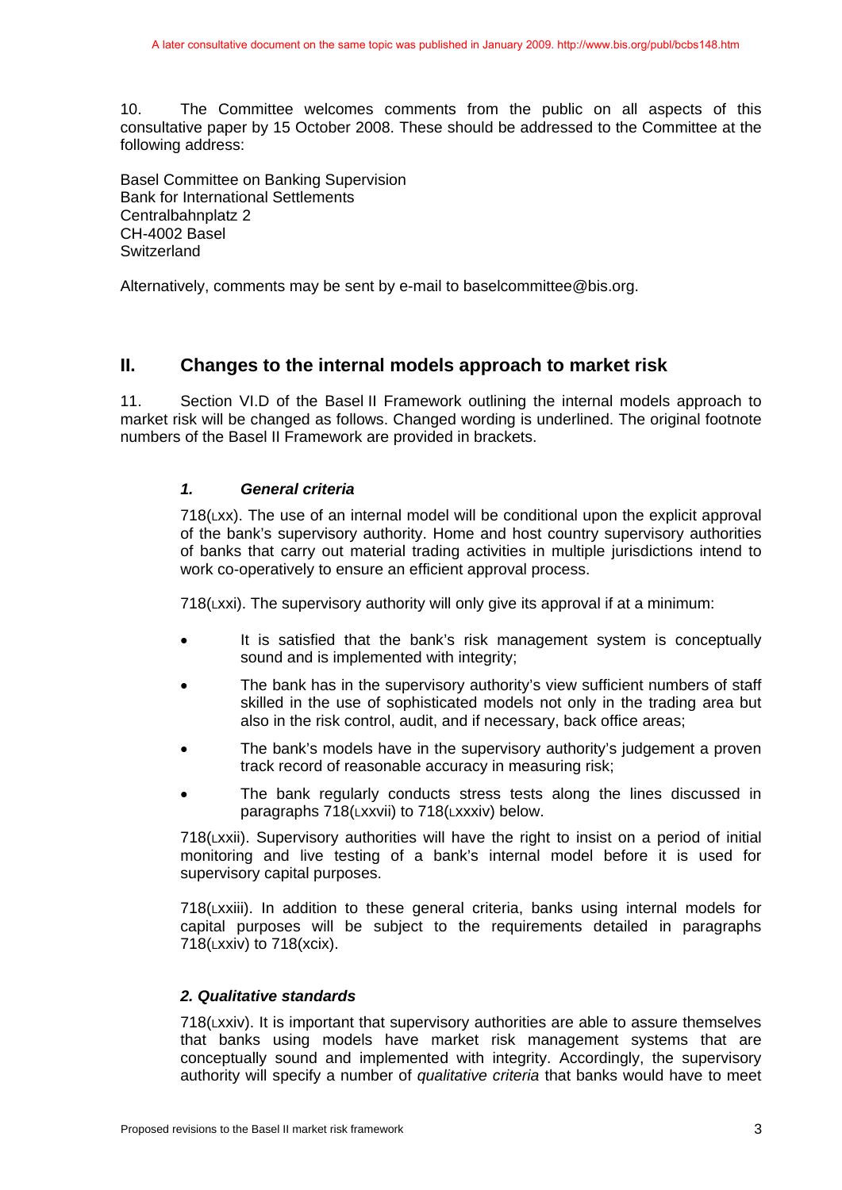A later consultative document on the same topic was published in January 2009. http://www.bis.org/publ/bcbs148.htm

10. The Committee welcomes comments from the public on all aspects of this consultative paper by 15 October 2008. These should be addressed to the Committee at the following address:

Basel Committee on Banking Supervision
Bank for International Settlements
Centralbahnplatz 2
CH-4002 Basel
Switzerland

Alternatively, comments may be sent by e-mail to baselcommittee@bis.org.

## II. Changes to the internal models approach to market risk

11. Section VI.D of the Basel II Framework outlining the internal models approach to market risk will be changed as follows. Changed wording is underlined. The original footnote numbers of the Basel II Framework are provided in brackets.

### *1. General criteria*

718(LXX). The use of an internal model will be conditional upon the explicit approval of the bank's supervisory authority. Home and host country supervisory authorities of banks that carry out material trading activities in multiple jurisdictions intend to work co-operatively to ensure an efficient approval process.

718(LXXI). The supervisory authority will only give its approval if at a minimum:

- It is satisfied that the bank's risk management system is conceptually sound and is implemented with integrity;
- The bank has in the supervisory authority's view sufficient numbers of staff skilled in the use of sophisticated models not only in the trading area but also in the risk control, audit, and if necessary, back office areas;
- The bank's models have in the supervisory authority's judgement a proven track record of reasonable accuracy in measuring risk;
- The bank regularly conducts stress tests along the lines discussed in paragraphs 718(LXXVII) to 718(LXXXIV) below.

718(LXXII). Supervisory authorities will have the right to insist on a period of initial monitoring and live testing of a bank's internal model before it is used for supervisory capital purposes.

718(LXXIII). In addition to these general criteria, banks using internal models for capital purposes will be subject to the requirements detailed in paragraphs 718(LXXIV) to 718(xcix).

### *2. Qualitative standards*

718(LXXIV). It is important that supervisory authorities are able to assure themselves that banks using models have market risk management systems that are conceptually sound and implemented with integrity. Accordingly, the supervisory authority will specify a number of *qualitative criteria* that banks would have to meet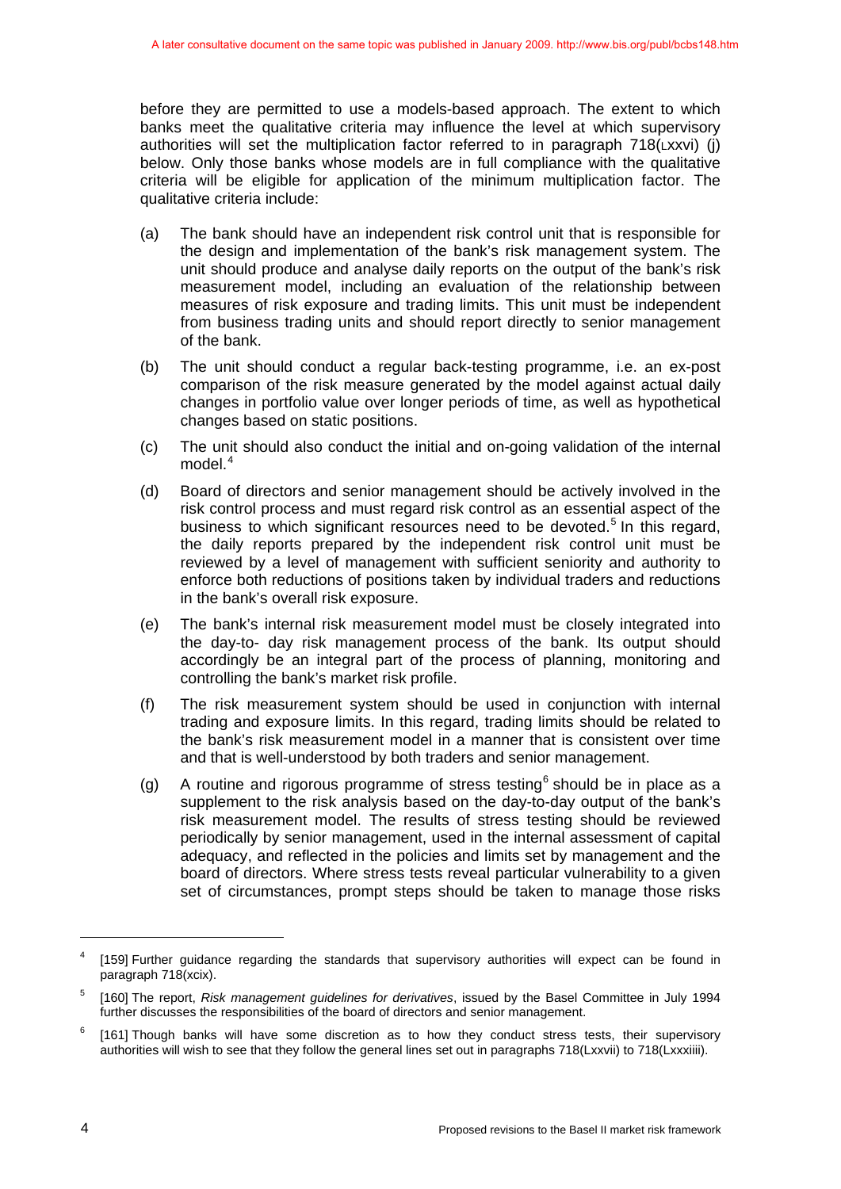before they are permitted to use a models-based approach. The extent to which banks meet the qualitative criteria may influence the level at which supervisory authorities will set the multiplication factor referred to in paragraph 718(Lxxvi) (j) below. Only those banks whose models are in full compliance with the qualitative criteria will be eligible for application of the minimum multiplication factor. The qualitative criteria include:

(a) The bank should have an independent risk control unit that is responsible for the design and implementation of the bank's risk management system. The unit should produce and analyse daily reports on the output of the bank's risk measurement model, including an evaluation of the relationship between measures of risk exposure and trading limits. This unit must be independent from business trading units and should report directly to senior management of the bank.

(b) The unit should conduct a regular back-testing programme, i.e. an ex-post comparison of the risk measure generated by the model against actual daily changes in portfolio value over longer periods of time, as well as hypothetical changes based on static positions.

(c) The unit should also conduct the initial and on-going validation of the internal model.[4]

(d) Board of directors and senior management should be actively involved in the risk control process and must regard risk control as an essential aspect of the business to which significant resources need to be devoted.[5] In this regard, the daily reports prepared by the independent risk control unit must be reviewed by a level of management with sufficient seniority and authority to enforce both reductions of positions taken by individual traders and reductions in the bank's overall risk exposure.

(e) The bank's internal risk measurement model must be closely integrated into the day-to- day risk management process of the bank. Its output should accordingly be an integral part of the process of planning, monitoring and controlling the bank's market risk profile.

(f) The risk measurement system should be used in conjunction with internal trading and exposure limits. In this regard, trading limits should be related to the bank's risk measurement model in a manner that is consistent over time and that is well-understood by both traders and senior management.

(g) A routine and rigorous programme of stress testing[6] should be in place as a supplement to the risk analysis based on the day-to-day output of the bank's risk measurement model. The results of stress testing should be reviewed periodically by senior management, used in the internal assessment of capital adequacy, and reflected in the policies and limits set by management and the board of directors. Where stress tests reveal particular vulnerability to a given set of circumstances, prompt steps should be taken to manage those risks

---

[4] [159] Further guidance regarding the standards that supervisory authorities will expect can be found in paragraph 718(xcix).

[5] [160] The report, *Risk management guidelines for derivatives*, issued by the Basel Committee in July 1994 further discusses the responsibilities of the board of directors and senior management.

[6] [161] Though banks will have some discretion as to how they conduct stress tests, their supervisory authorities will wish to see that they follow the general lines set out in paragraphs 718(Lxxvii) to 718(Lxxxiiii).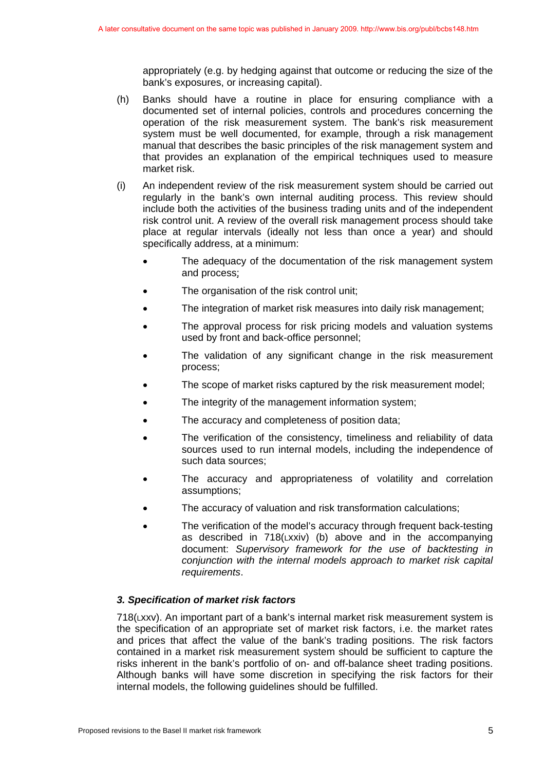appropriately (e.g. by hedging against that outcome or reducing the size of the bank's exposures, or increasing capital).

(h) Banks should have a routine in place for ensuring compliance with a documented set of internal policies, controls and procedures concerning the operation of the risk measurement system. The bank's risk measurement system must be well documented, for example, through a risk management manual that describes the basic principles of the risk management system and that provides an explanation of the empirical techniques used to measure market risk.

(i) An independent review of the risk measurement system should be carried out regularly in the bank's own internal auditing process. This review should include both the activities of the business trading units and of the independent risk control unit. A review of the overall risk management process should take place at regular intervals (ideally not less than once a year) and should specifically address, at a minimum:

- The adequacy of the documentation of the risk management system and process;
- The organisation of the risk control unit;
- The integration of market risk measures into daily risk management;
- The approval process for risk pricing models and valuation systems used by front and back-office personnel;
- The validation of any significant change in the risk measurement process;
- The scope of market risks captured by the risk measurement model;
- The integrity of the management information system;
- The accuracy and completeness of position data;
- The verification of the consistency, timeliness and reliability of data sources used to run internal models, including the independence of such data sources;
- The accuracy and appropriateness of volatility and correlation assumptions;
- The accuracy of valuation and risk transformation calculations;
- The verification of the model's accuracy through frequent back-testing as described in 718(LXXIV) (b) above and in the accompanying document: *Supervisory framework for the use of backtesting in conjunction with the internal models approach to market risk capital requirements*.

### *3. Specification of market risk factors*

718(LXXV). An important part of a bank's internal market risk measurement system is the specification of an appropriate set of market risk factors, i.e. the market rates and prices that affect the value of the bank's trading positions. The risk factors contained in a market risk measurement system should be sufficient to capture the risks inherent in the bank's portfolio of on- and off-balance sheet trading positions. Although banks will have some discretion in specifying the risk factors for their internal models, the following guidelines should be fulfilled.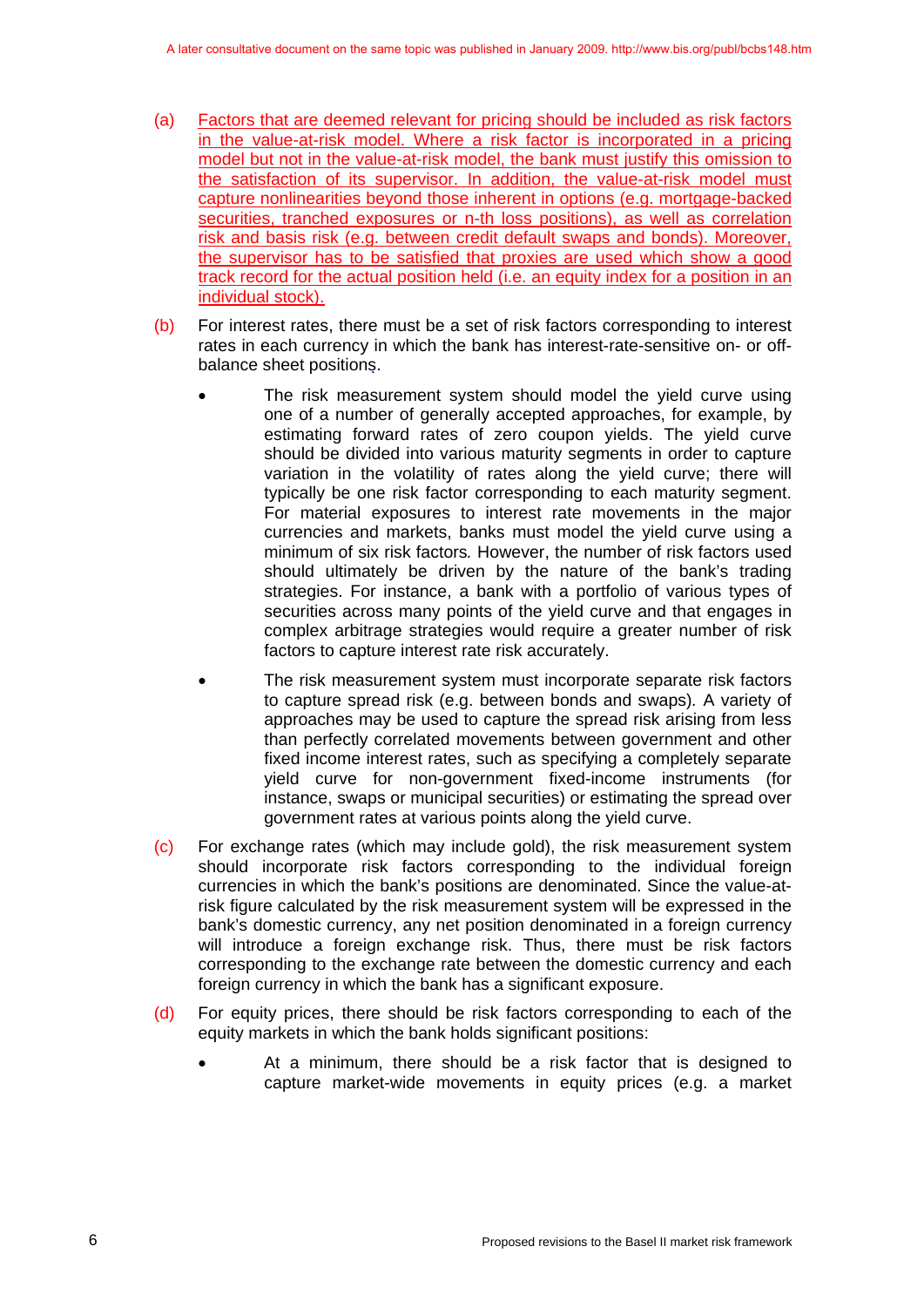(a) Factors that are deemed relevant for pricing should be included as risk factors in the value-at-risk model. Where a risk factor is incorporated in a pricing model but not in the value-at-risk model, the bank must justify this omission to the satisfaction of its supervisor. In addition, the value-at-risk model must capture nonlinearities beyond those inherent in options (e.g. mortgage-backed securities, tranched exposures or n-th loss positions), as well as correlation risk and basis risk (e.g. between credit default swaps and bonds). Moreover, the supervisor has to be satisfied that proxies are used which show a good track record for the actual position held (i.e. an equity index for a position in an individual stock).

(b) For interest rates, there must be a set of risk factors corresponding to interest rates in each currency in which the bank has interest-rate-sensitive on- or off-balance sheet positions.

- The risk measurement system should model the yield curve using one of a number of generally accepted approaches, for example, by estimating forward rates of zero coupon yields. The yield curve should be divided into various maturity segments in order to capture variation in the volatility of rates along the yield curve; there will typically be one risk factor corresponding to each maturity segment. For material exposures to interest rate movements in the major currencies and markets, banks must model the yield curve using a minimum of six risk factors. However, the number of risk factors used should ultimately be driven by the nature of the bank's trading strategies. For instance, a bank with a portfolio of various types of securities across many points of the yield curve and that engages in complex arbitrage strategies would require a greater number of risk factors to capture interest rate risk accurately.

- The risk measurement system must incorporate separate risk factors to capture spread risk (e.g. between bonds and swaps). A variety of approaches may be used to capture the spread risk arising from less than perfectly correlated movements between government and other fixed income interest rates, such as specifying a completely separate yield curve for non-government fixed-income instruments (for instance, swaps or municipal securities) or estimating the spread over government rates at various points along the yield curve.

(c) For exchange rates (which may include gold), the risk measurement system should incorporate risk factors corresponding to the individual foreign currencies in which the bank's positions are denominated. Since the value-at-risk figure calculated by the risk measurement system will be expressed in the bank's domestic currency, any net position denominated in a foreign currency will introduce a foreign exchange risk. Thus, there must be risk factors corresponding to the exchange rate between the domestic currency and each foreign currency in which the bank has a significant exposure.

(d) For equity prices, there should be risk factors corresponding to each of the equity markets in which the bank holds significant positions:

- At a minimum, there should be a risk factor that is designed to capture market-wide movements in equity prices (e.g. a market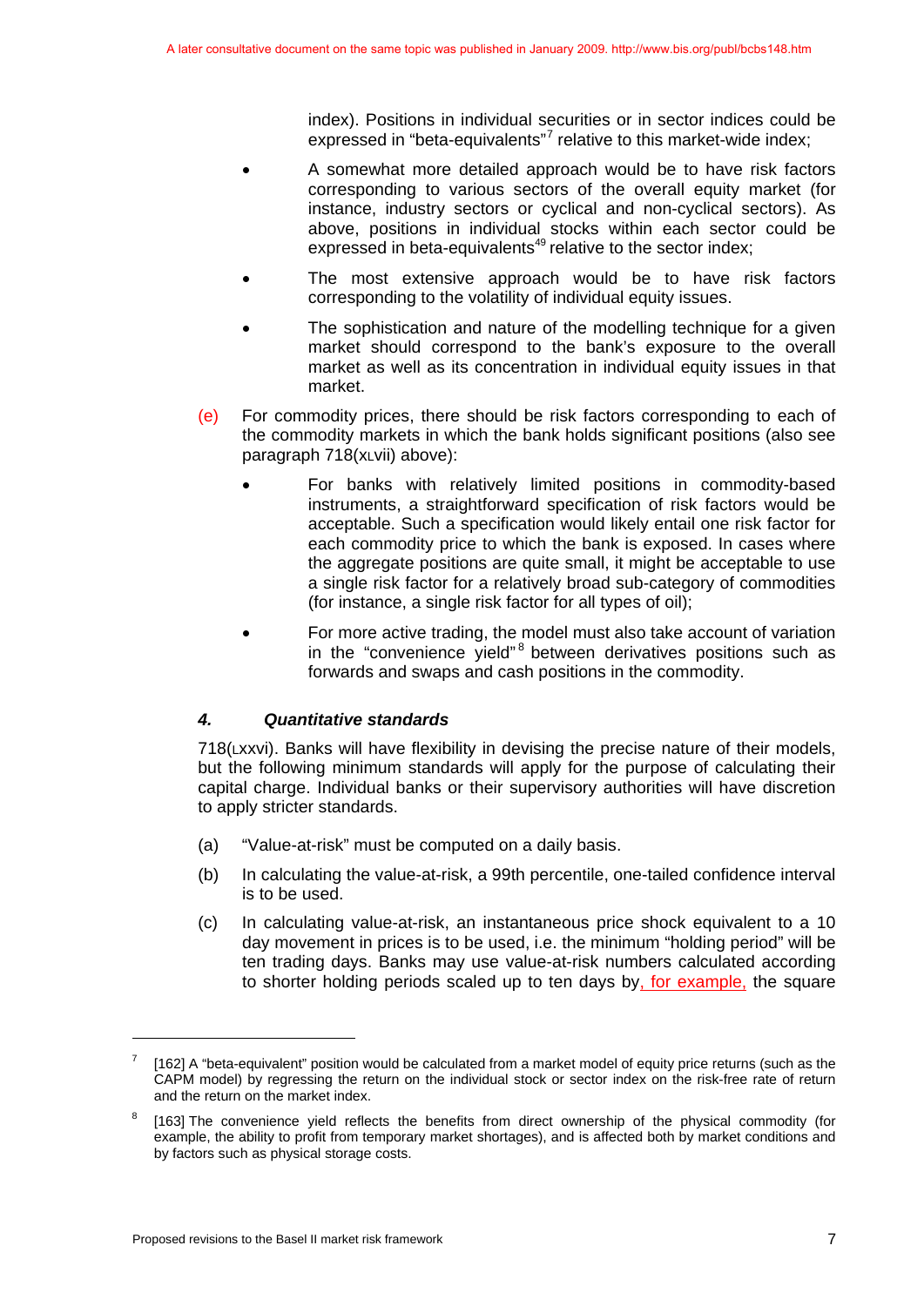index). Positions in individual securities or in sector indices could be expressed in "beta-equivalents"[7] relative to this market-wide index;

- A somewhat more detailed approach would be to have risk factors corresponding to various sectors of the overall equity market (for instance, industry sectors or cyclical and non-cyclical sectors). As above, positions in individual stocks within each sector could be expressed in beta-equivalents[49] relative to the sector index;
- The most extensive approach would be to have risk factors corresponding to the volatility of individual equity issues.
- The sophistication and nature of the modelling technique for a given market should correspond to the bank's exposure to the overall market as well as its concentration in individual equity issues in that market.

(e) For commodity prices, there should be risk factors corresponding to each of the commodity markets in which the bank holds significant positions (also see paragraph 718(xLvii) above):

- For banks with relatively limited positions in commodity-based instruments, a straightforward specification of risk factors would be acceptable. Such a specification would likely entail one risk factor for each commodity price to which the bank is exposed. In cases where the aggregate positions are quite small, it might be acceptable to use a single risk factor for a relatively broad sub-category of commodities (for instance, a single risk factor for all types of oil);
- For more active trading, the model must also take account of variation in the "convenience yield"[8] between derivatives positions such as forwards and swaps and cash positions in the commodity.

#### *4. Quantitative standards*

718(Lxxvi). Banks will have flexibility in devising the precise nature of their models, but the following minimum standards will apply for the purpose of calculating their capital charge. Individual banks or their supervisory authorities will have discretion to apply stricter standards.

(a) "Value-at-risk" must be computed on a daily basis.

(b) In calculating the value-at-risk, a 99th percentile, one-tailed confidence interval is to be used.

(c) In calculating value-at-risk, an instantaneous price shock equivalent to a 10 day movement in prices is to be used, i.e. the minimum "holding period" will be ten trading days. Banks may use value-at-risk numbers calculated according to shorter holding periods scaled up to ten days by, for example, the square

---

[7] [162] A "beta-equivalent" position would be calculated from a market model of equity price returns (such as the CAPM model) by regressing the return on the individual stock or sector index on the risk-free rate of return and the return on the market index.

[8] [163] The convenience yield reflects the benefits from direct ownership of the physical commodity (for example, the ability to profit from temporary market shortages), and is affected both by market conditions and by factors such as physical storage costs.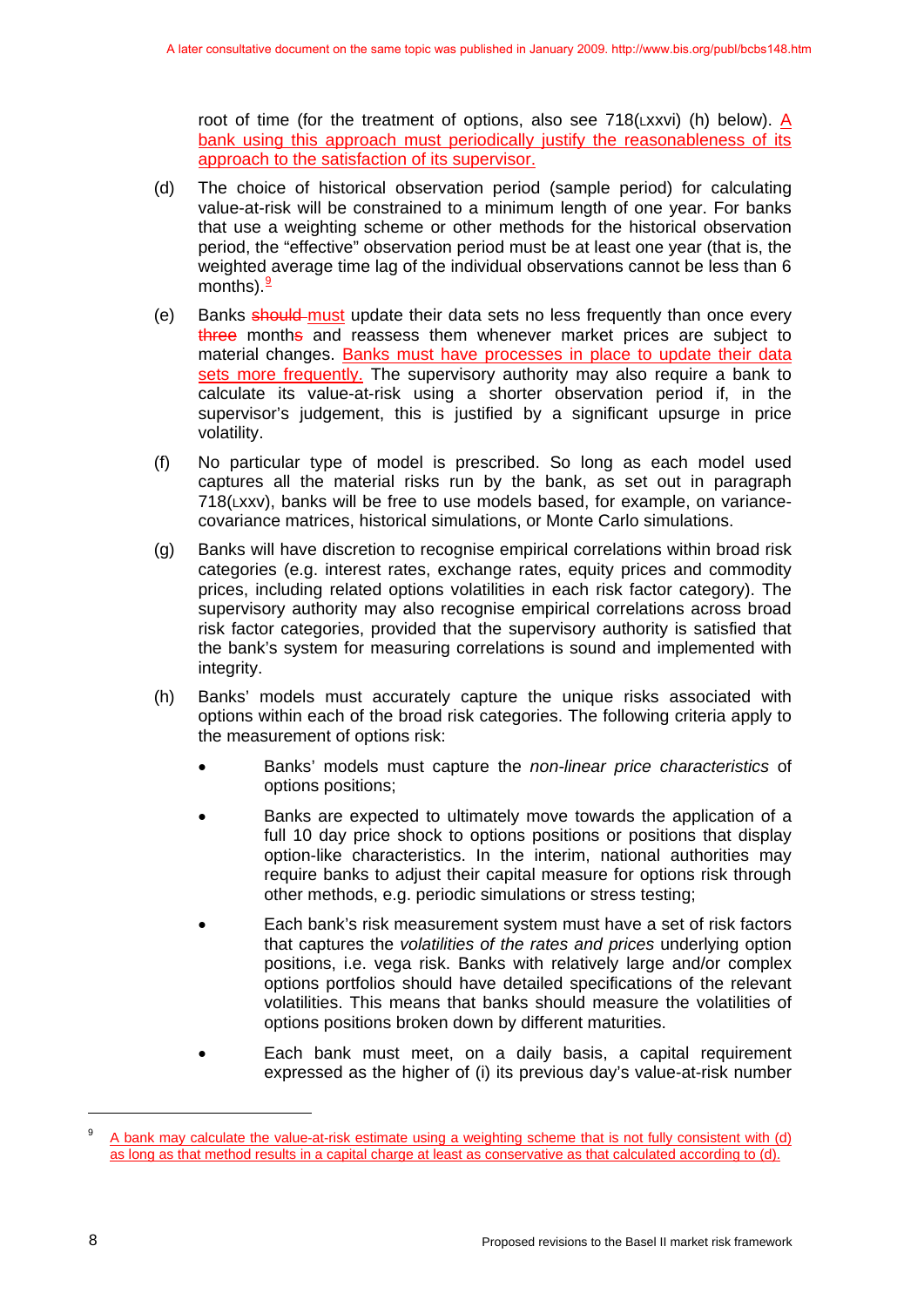root of time (for the treatment of options, also see 718(Lxxvi) (h) below). A bank using this approach must periodically justify the reasonableness of its approach to the satisfaction of its supervisor.

(d) The choice of historical observation period (sample period) for calculating value-at-risk will be constrained to a minimum length of one year. For banks that use a weighting scheme or other methods for the historical observation period, the "effective" observation period must be at least one year (that is, the weighted average time lag of the individual observations cannot be less than 6 months).[9]

(e) Banks ~~should~~ must update their data sets no less frequently than once every ~~three~~ months~~s~~ and reassess them whenever market prices are subject to material changes. Banks must have processes in place to update their data sets more frequently. The supervisory authority may also require a bank to calculate its value-at-risk using a shorter observation period if, in the supervisor's judgement, this is justified by a significant upsurge in price volatility.

(f) No particular type of model is prescribed. So long as each model used captures all the material risks run by the bank, as set out in paragraph 718(Lxxv), banks will be free to use models based, for example, on variance-covariance matrices, historical simulations, or Monte Carlo simulations.

(g) Banks will have discretion to recognise empirical correlations within broad risk categories (e.g. interest rates, exchange rates, equity prices and commodity prices, including related options volatilities in each risk factor category). The supervisory authority may also recognise empirical correlations across broad risk factor categories, provided that the supervisory authority is satisfied that the bank's system for measuring correlations is sound and implemented with integrity.

(h) Banks' models must accurately capture the unique risks associated with options within each of the broad risk categories. The following criteria apply to the measurement of options risk:

- Banks' models must capture the *non-linear price characteristics* of options positions;
- Banks are expected to ultimately move towards the application of a full 10 day price shock to options positions or positions that display option-like characteristics. In the interim, national authorities may require banks to adjust their capital measure for options risk through other methods, e.g. periodic simulations or stress testing;
- Each bank's risk measurement system must have a set of risk factors that captures the *volatilities of the rates and prices* underlying option positions, i.e. vega risk. Banks with relatively large and/or complex options portfolios should have detailed specifications of the relevant volatilities. This means that banks should measure the volatilities of options positions broken down by different maturities.
- Each bank must meet, on a daily basis, a capital requirement expressed as the higher of (i) its previous day's value-at-risk number

---

[9] A bank may calculate the value-at-risk estimate using a weighting scheme that is not fully consistent with (d) as long as that method results in a capital charge at least as conservative as that calculated according to (d).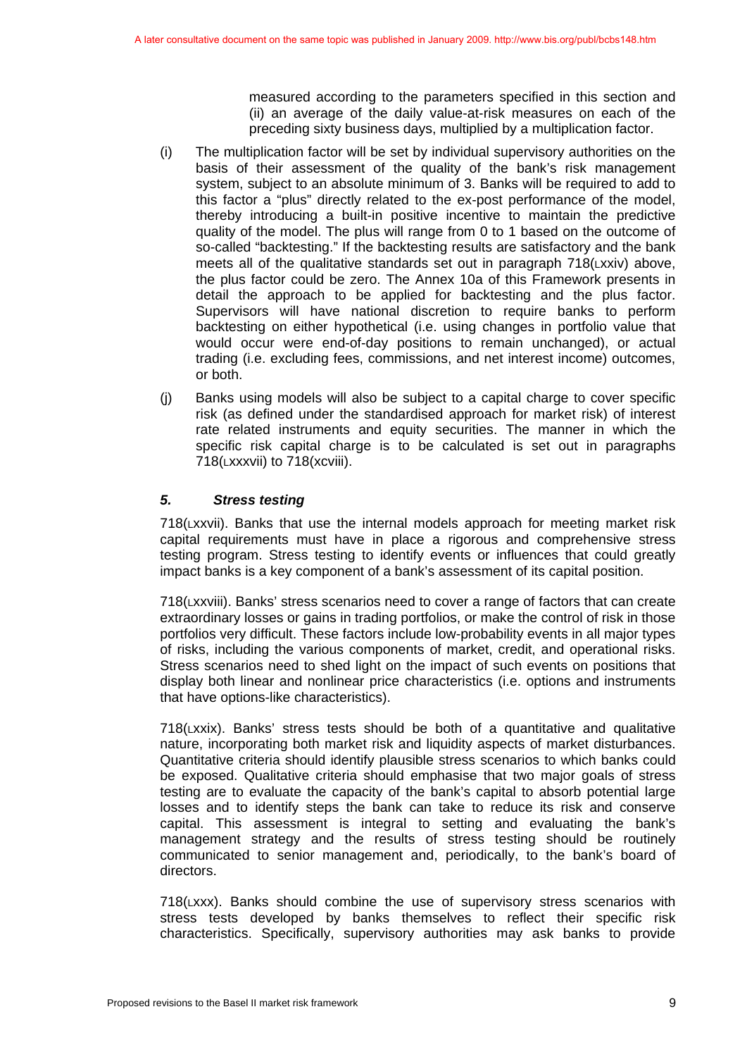measured according to the parameters specified in this section and (ii) an average of the daily value-at-risk measures on each of the preceding sixty business days, multiplied by a multiplication factor.

(i) The multiplication factor will be set by individual supervisory authorities on the basis of their assessment of the quality of the bank's risk management system, subject to an absolute minimum of 3. Banks will be required to add to this factor a "plus" directly related to the ex-post performance of the model, thereby introducing a built-in positive incentive to maintain the predictive quality of the model. The plus will range from 0 to 1 based on the outcome of so-called "backtesting." If the backtesting results are satisfactory and the bank meets all of the qualitative standards set out in paragraph 718(Lxxiv) above, the plus factor could be zero. The Annex 10a of this Framework presents in detail the approach to be applied for backtesting and the plus factor. Supervisors will have national discretion to require banks to perform backtesting on either hypothetical (i.e. using changes in portfolio value that would occur were end-of-day positions to remain unchanged), or actual trading (i.e. excluding fees, commissions, and net interest income) outcomes, or both.

(j) Banks using models will also be subject to a capital charge to cover specific risk (as defined under the standardised approach for market risk) of interest rate related instruments and equity securities. The manner in which the specific risk capital charge is to be calculated is set out in paragraphs 718(Lxxxvii) to 718(xcviii).

### *5. Stress testing*

718(Lxxvii). Banks that use the internal models approach for meeting market risk capital requirements must have in place a rigorous and comprehensive stress testing program. Stress testing to identify events or influences that could greatly impact banks is a key component of a bank's assessment of its capital position.

718(Lxxviii). Banks' stress scenarios need to cover a range of factors that can create extraordinary losses or gains in trading portfolios, or make the control of risk in those portfolios very difficult. These factors include low-probability events in all major types of risks, including the various components of market, credit, and operational risks. Stress scenarios need to shed light on the impact of such events on positions that display both linear and nonlinear price characteristics (i.e. options and instruments that have options-like characteristics).

718(Lxxix). Banks' stress tests should be both of a quantitative and qualitative nature, incorporating both market risk and liquidity aspects of market disturbances. Quantitative criteria should identify plausible stress scenarios to which banks could be exposed. Qualitative criteria should emphasise that two major goals of stress testing are to evaluate the capacity of the bank's capital to absorb potential large losses and to identify steps the bank can take to reduce its risk and conserve capital. This assessment is integral to setting and evaluating the bank's management strategy and the results of stress testing should be routinely communicated to senior management and, periodically, to the bank's board of directors.

718(Lxxx). Banks should combine the use of supervisory stress scenarios with stress tests developed by banks themselves to reflect their specific risk characteristics. Specifically, supervisory authorities may ask banks to provide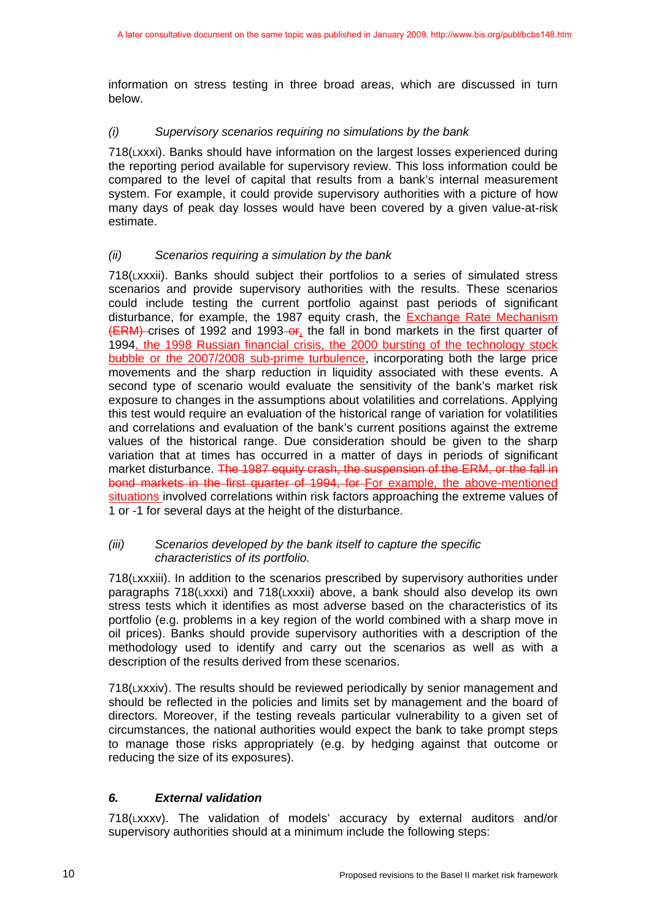information on stress testing in three broad areas, which are discussed in turn below.

*(i) Supervisory scenarios requiring no simulations by the bank*

718(Lxxxi). Banks should have information on the largest losses experienced during the reporting period available for supervisory review. This loss information could be compared to the level of capital that results from a bank's internal measurement system. For example, it could provide supervisory authorities with a picture of how many days of peak day losses would have been covered by a given value-at-risk estimate.

*(ii) Scenarios requiring a simulation by the bank*

718(Lxxxii). Banks should subject their portfolios to a series of simulated stress scenarios and provide supervisory authorities with the results. These scenarios could include testing the current portfolio against past periods of significant disturbance, for example, the 1987 equity crash, the <u>Exchange Rate Mechanism</u> ~~(ERM)~~ crises of 1992 and 1993 ~~or~~<u>,</u> the fall in bond markets in the first quarter of 1994<u>, the 1998 Russian financial crisis, the 2000 bursting of the technology stock bubble or the 2007/2008 sub-prime turbulence</u>, incorporating both the large price movements and the sharp reduction in liquidity associated with these events. A second type of scenario would evaluate the sensitivity of the bank's market risk exposure to changes in the assumptions about volatilities and correlations. Applying this test would require an evaluation of the historical range of variation for volatilities and correlations and evaluation of the bank's current positions against the extreme values of the historical range. Due consideration should be given to the sharp variation that at times has occurred in a matter of days in periods of significant market disturbance. ~~The 1987 equity crash, the suspension of the ERM, or the fall in bond markets in the first quarter of 1994, for~~ <u>For example, the above-mentioned situations</u> involved correlations within risk factors approaching the extreme values of 1 or -1 for several days at the height of the disturbance.

*(iii) Scenarios developed by the bank itself to capture the specific characteristics of its portfolio.*

718(Lxxxiii). In addition to the scenarios prescribed by supervisory authorities under paragraphs 718(Lxxxi) and 718(Lxxxii) above, a bank should also develop its own stress tests which it identifies as most adverse based on the characteristics of its portfolio (e.g. problems in a key region of the world combined with a sharp move in oil prices). Banks should provide supervisory authorities with a description of the methodology used to identify and carry out the scenarios as well as with a description of the results derived from these scenarios.

718(Lxxxiv). The results should be reviewed periodically by senior management and should be reflected in the policies and limits set by management and the board of directors. Moreover, if the testing reveals particular vulnerability to a given set of circumstances, the national authorities would expect the bank to take prompt steps to manage those risks appropriately (e.g. by hedging against that outcome or reducing the size of its exposures).

### *6. External validation*

718(Lxxxv). The validation of models' accuracy by external auditors and/or supervisory authorities should at a minimum include the following steps: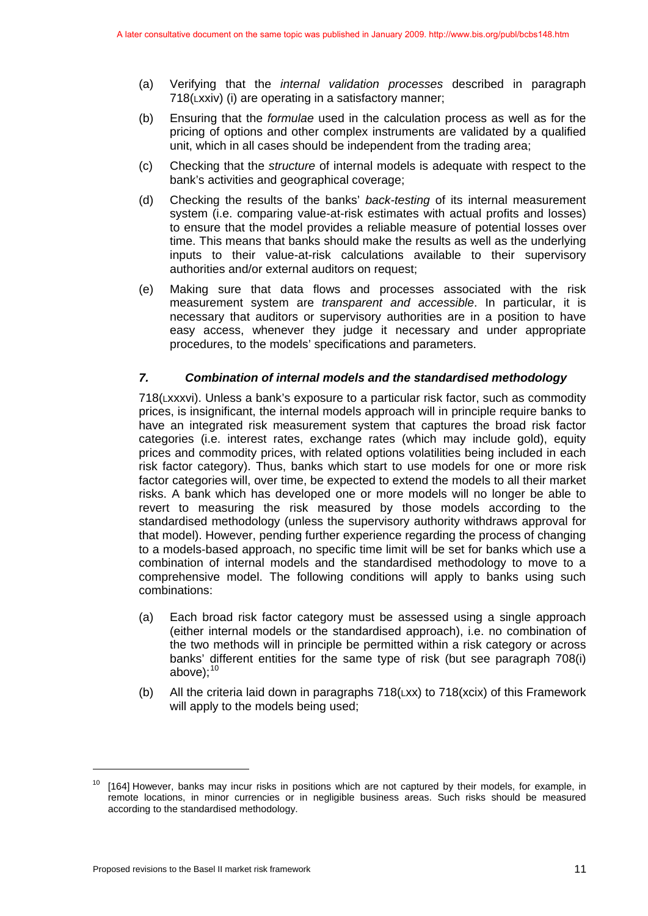(a) Verifying that the *internal validation processes* described in paragraph 718(LXXIV) (i) are operating in a satisfactory manner;

(b) Ensuring that the *formulae* used in the calculation process as well as for the pricing of options and other complex instruments are validated by a qualified unit, which in all cases should be independent from the trading area;

(c) Checking that the *structure* of internal models is adequate with respect to the bank's activities and geographical coverage;

(d) Checking the results of the banks' *back-testing* of its internal measurement system (i.e. comparing value-at-risk estimates with actual profits and losses) to ensure that the model provides a reliable measure of potential losses over time. This means that banks should make the results as well as the underlying inputs to their value-at-risk calculations available to their supervisory authorities and/or external auditors on request;

(e) Making sure that data flows and processes associated with the risk measurement system are *transparent and accessible*. In particular, it is necessary that auditors or supervisory authorities are in a position to have easy access, whenever they judge it necessary and under appropriate procedures, to the models' specifications and parameters.

### *7. Combination of internal models and the standardised methodology*

718(LXXXVI). Unless a bank's exposure to a particular risk factor, such as commodity prices, is insignificant, the internal models approach will in principle require banks to have an integrated risk measurement system that captures the broad risk factor categories (i.e. interest rates, exchange rates (which may include gold), equity prices and commodity prices, with related options volatilities being included in each risk factor category). Thus, banks which start to use models for one or more risk factor categories will, over time, be expected to extend the models to all their market risks. A bank which has developed one or more models will no longer be able to revert to measuring the risk measured by those models according to the standardised methodology (unless the supervisory authority withdraws approval for that model). However, pending further experience regarding the process of changing to a models-based approach, no specific time limit will be set for banks which use a combination of internal models and the standardised methodology to move to a comprehensive model. The following conditions will apply to banks using such combinations:

(a) Each broad risk factor category must be assessed using a single approach (either internal models or the standardised approach), i.e. no combination of the two methods will in principle be permitted within a risk category or across banks' different entities for the same type of risk (but see paragraph 708(i) above);[10]

(b) All the criteria laid down in paragraphs 718(LXX) to 718(xcix) of this Framework will apply to the models being used;

[10] [164] However, banks may incur risks in positions which are not captured by their models, for example, in remote locations, in minor currencies or in negligible business areas. Such risks should be measured according to the standardised methodology.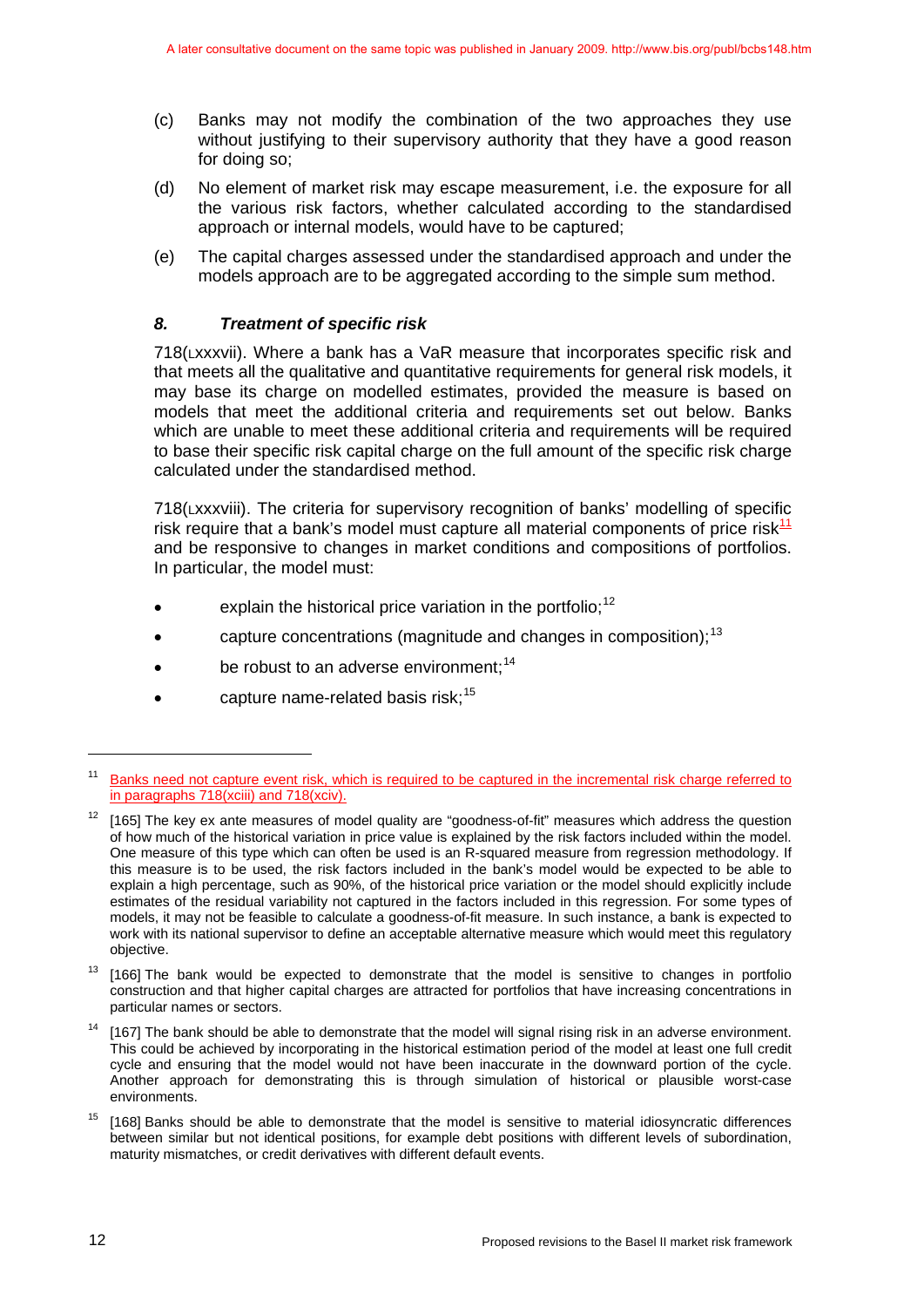(c) Banks may not modify the combination of the two approaches they use without justifying to their supervisory authority that they have a good reason for doing so;

(d) No element of market risk may escape measurement, i.e. the exposure for all the various risk factors, whether calculated according to the standardised approach or internal models, would have to be captured;

(e) The capital charges assessed under the standardised approach and under the models approach are to be aggregated according to the simple sum method.

### *8. Treatment of specific risk*

718(Lxxxvii). Where a bank has a VaR measure that incorporates specific risk and that meets all the qualitative and quantitative requirements for general risk models, it may base its charge on modelled estimates, provided the measure is based on models that meet the additional criteria and requirements set out below. Banks which are unable to meet these additional criteria and requirements will be required to base their specific risk capital charge on the full amount of the specific risk charge calculated under the standardised method.

718(Lxxxviii). The criteria for supervisory recognition of banks' modelling of specific risk require that a bank's model must capture all material components of price risk[11] and be responsive to changes in market conditions and compositions of portfolios. In particular, the model must:

- explain the historical price variation in the portfolio;[12]
- capture concentrations (magnitude and changes in composition);[13]
- be robust to an adverse environment;[14]
- capture name-related basis risk;[15]

---

[11] Banks need not capture event risk, which is required to be captured in the incremental risk charge referred to in paragraphs 718(xciii) and 718(xciv).

[12] [165] The key ex ante measures of model quality are "goodness-of-fit" measures which address the question of how much of the historical variation in price value is explained by the risk factors included within the model. One measure of this type which can often be used is an R-squared measure from regression methodology. If this measure is to be used, the risk factors included in the bank's model would be expected to be able to explain a high percentage, such as 90%, of the historical price variation or the model should explicitly include estimates of the residual variability not captured in the factors included in this regression. For some types of models, it may not be feasible to calculate a goodness-of-fit measure. In such instance, a bank is expected to work with its national supervisor to define an acceptable alternative measure which would meet this regulatory objective.

[13] [166] The bank would be expected to demonstrate that the model is sensitive to changes in portfolio construction and that higher capital charges are attracted for portfolios that have increasing concentrations in particular names or sectors.

[14] [167] The bank should be able to demonstrate that the model will signal rising risk in an adverse environment. This could be achieved by incorporating in the historical estimation period of the model at least one full credit cycle and ensuring that the model would not have been inaccurate in the downward portion of the cycle. Another approach for demonstrating this is through simulation of historical or plausible worst-case environments.

[15] [168] Banks should be able to demonstrate that the model is sensitive to material idiosyncratic differences between similar but not identical positions, for example debt positions with different levels of subordination, maturity mismatches, or credit derivatives with different default events.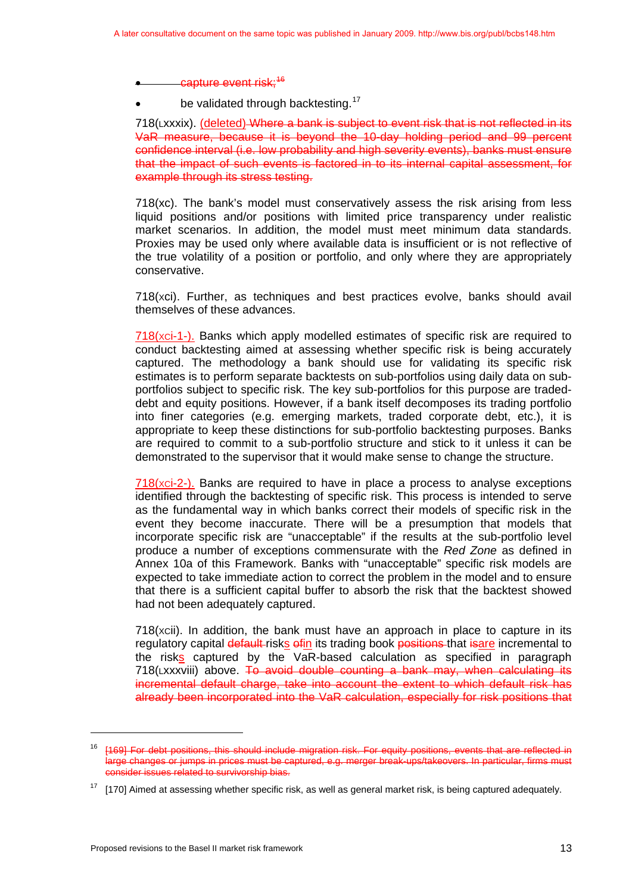- ~~capture event risk;~~[16]
- be validated through backtesting.[17]

718(LXXXIX). (deleted) ~~Where a bank is subject to event risk that is not reflected in its VaR measure, because it is beyond the 10-day holding period and 99 percent confidence interval (i.e. low probability and high severity events), banks must ensure that the impact of such events is factored in to its internal capital assessment, for example through its stress testing.~~

718(XC). The bank's model must conservatively assess the risk arising from less liquid positions and/or positions with limited price transparency under realistic market scenarios. In addition, the model must meet minimum data standards. Proxies may be used only where available data is insufficient or is not reflective of the true volatility of a position or portfolio, and only where they are appropriately conservative.

718(XCI). Further, as techniques and best practices evolve, banks should avail themselves of these advances.

718(XCI-1-). Banks which apply modelled estimates of specific risk are required to conduct backtesting aimed at assessing whether specific risk is being accurately captured. The methodology a bank should use for validating its specific risk estimates is to perform separate backtests on sub-portfolios using daily data on sub-portfolios subject to specific risk. The key sub-portfolios for this purpose are traded-debt and equity positions. However, if a bank itself decomposes its trading portfolio into finer categories (e.g. emerging markets, traded corporate debt, etc.), it is appropriate to keep these distinctions for sub-portfolio backtesting purposes. Banks are required to commit to a sub-portfolio structure and stick to it unless it can be demonstrated to the supervisor that it would make sense to change the structure.

718(XCI-2-). Banks are required to have in place a process to analyse exceptions identified through the backtesting of specific risk. This process is intended to serve as the fundamental way in which banks correct their models of specific risk in the event they become inaccurate. There will be a presumption that models that incorporate specific risk are "unacceptable" if the results at the sub-portfolio level produce a number of exceptions commensurate with the *Red Zone* as defined in Annex 10a of this Framework. Banks with "unacceptable" specific risk models are expected to take immediate action to correct the problem in the model and to ensure that there is a sufficient capital buffer to absorb the risk that the backtest showed had not been adequately captured.

718(XCII). In addition, the bank must have an approach in place to capture in its regulatory capital ~~default~~ risks ~~of~~in its trading book ~~positions~~ that ~~is~~are incremental to the risks captured by the VaR-based calculation as specified in paragraph 718(LXXXVIII) above. ~~To avoid double counting a bank may, when calculating its incremental default charge, take into account the extent to which default risk has already been incorporated into the VaR calculation, especially for risk positions that~~

---

[16] ~~[169] For debt positions, this should include migration risk. For equity positions, events that are reflected in large changes or jumps in prices must be captured, e.g. merger break-ups/takeovers. In particular, firms must consider issues related to survivorship bias.~~

[17] [170] Aimed at assessing whether specific risk, as well as general market risk, is being captured adequately.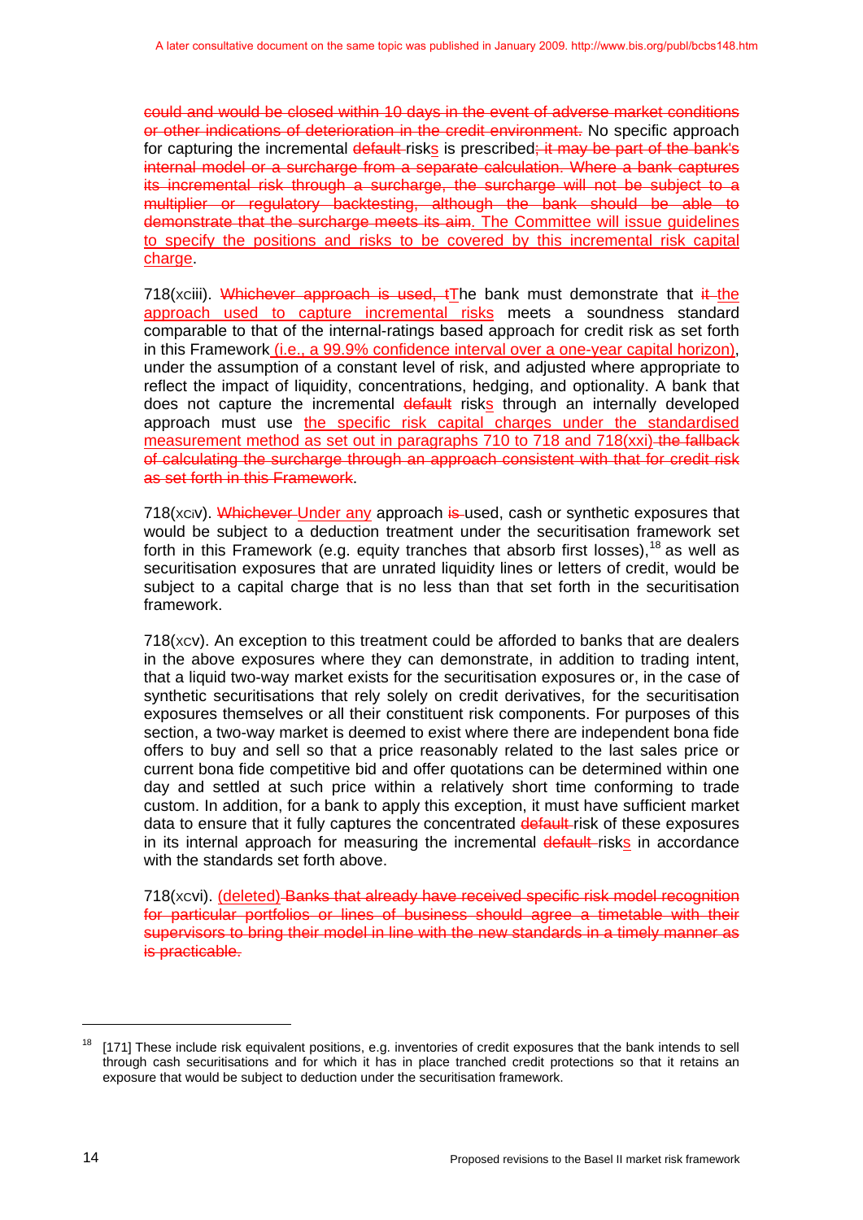~~could and would be closed within 10 days in the event of adverse market conditions or other indications of deterioration in the credit environment.~~ No specific approach for capturing the incremental ~~default~~ risk<u>s</u> is prescribed~~; it may be part of the bank's internal model or a surcharge from a separate calculation. Where a bank captures its incremental risk through a surcharge, the surcharge will not be subject to a multiplier or regulatory backtesting, although the bank should be able to demonstrate that the surcharge meets its aim~~<u>. The Committee will issue guidelines to specify the positions and risks to be covered by this incremental risk capital charge</u>.

718(xciii). ~~Whichever approach is used, t~~<u>T</u>he bank must demonstrate that ~~it~~ <u>the approach used to capture incremental risks</u> meets a soundness standard comparable to that of the internal-ratings based approach for credit risk as set forth in this Framework<u> (i.e., a 99.9% confidence interval over a one-year capital horizon)</u>, under the assumption of a constant level of risk, and adjusted where appropriate to reflect the impact of liquidity, concentrations, hedging, and optionality. A bank that does not capture the incremental ~~default~~ risk<u>s</u> through an internally developed approach must use <u>the specific risk capital charges under the standardised measurement method as set out in paragraphs 710 to 718 and 718(xxi)</u> ~~the fallback of calculating the surcharge through an approach consistent with that for credit risk as set forth in this Framework~~.

718(xciv). ~~Whichever~~ <u>Under any</u> approach ~~is~~ used, cash or synthetic exposures that would be subject to a deduction treatment under the securitisation framework set forth in this Framework (e.g. equity tranches that absorb first losses),[18] as well as securitisation exposures that are unrated liquidity lines or letters of credit, would be subject to a capital charge that is no less than that set forth in the securitisation framework.

718(xcv). An exception to this treatment could be afforded to banks that are dealers in the above exposures where they can demonstrate, in addition to trading intent, that a liquid two-way market exists for the securitisation exposures or, in the case of synthetic securitisations that rely solely on credit derivatives, for the securitisation exposures themselves or all their constituent risk components. For purposes of this section, a two-way market is deemed to exist where there are independent bona fide offers to buy and sell so that a price reasonably related to the last sales price or current bona fide competitive bid and offer quotations can be determined within one day and settled at such price within a relatively short time conforming to trade custom. In addition, for a bank to apply this exception, it must have sufficient market data to ensure that it fully captures the concentrated ~~default~~ risk of these exposures in its internal approach for measuring the incremental ~~default~~ risk<u>s</u> in accordance with the standards set forth above.

718(xcvi). <u>(deleted)</u> ~~Banks that already have received specific risk model recognition for particular portfolios or lines of business should agree a timetable with their supervisors to bring their model in line with the new standards in a timely manner as is practicable.~~

---

[18] [171] These include risk equivalent positions, e.g. inventories of credit exposures that the bank intends to sell through cash securitisations and for which it has in place tranched credit protections so that it retains an exposure that would be subject to deduction under the securitisation framework.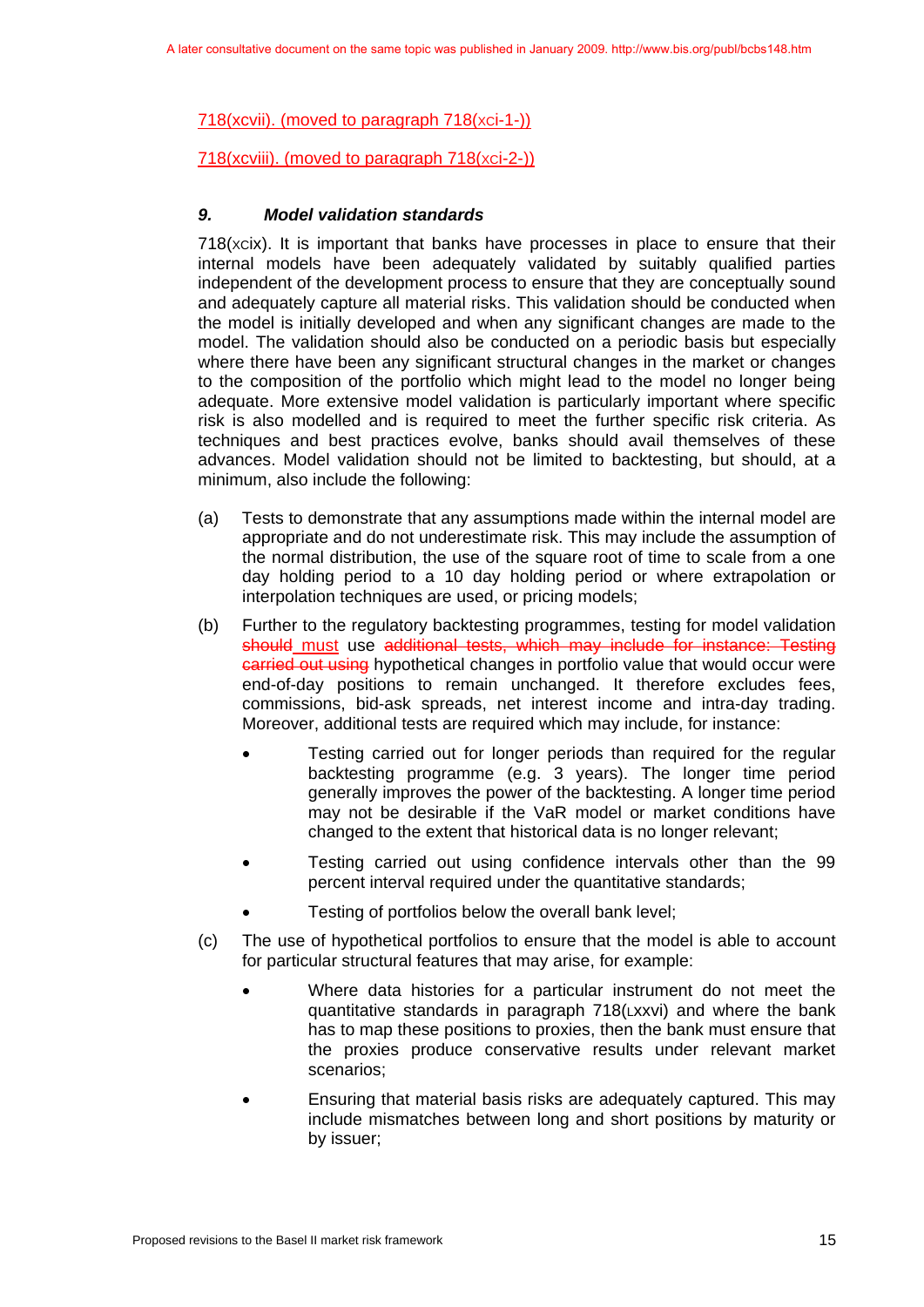A later consultative document on the same topic was published in January 2009. http://www.bis.org/publ/bcbs148.htm

718(xcvii). (moved to paragraph 718(xci-1-))

718(xcviii). (moved to paragraph 718(xci-2-))

### *9. Model validation standards*

718(xcix). It is important that banks have processes in place to ensure that their internal models have been adequately validated by suitably qualified parties independent of the development process to ensure that they are conceptually sound and adequately capture all material risks. This validation should be conducted when the model is initially developed and when any significant changes are made to the model. The validation should also be conducted on a periodic basis but especially where there have been any significant structural changes in the market or changes to the composition of the portfolio which might lead to the model no longer being adequate. More extensive model validation is particularly important where specific risk is also modelled and is required to meet the further specific risk criteria. As techniques and best practices evolve, banks should avail themselves of these advances. Model validation should not be limited to backtesting, but should, at a minimum, also include the following:

(a) Tests to demonstrate that any assumptions made within the internal model are appropriate and do not underestimate risk. This may include the assumption of the normal distribution, the use of the square root of time to scale from a one day holding period to a 10 day holding period or where extrapolation or interpolation techniques are used, or pricing models;

(b) Further to the regulatory backtesting programmes, testing for model validation ~~should~~ must use ~~additional tests, which may include for instance: Testing carried out using~~ hypothetical changes in portfolio value that would occur were end-of-day positions to remain unchanged. It therefore excludes fees, commissions, bid-ask spreads, net interest income and intra-day trading. Moreover, additional tests are required which may include, for instance:

- Testing carried out for longer periods than required for the regular backtesting programme (e.g. 3 years). The longer time period generally improves the power of the backtesting. A longer time period may not be desirable if the VaR model or market conditions have changed to the extent that historical data is no longer relevant;
- Testing carried out using confidence intervals other than the 99 percent interval required under the quantitative standards;
- Testing of portfolios below the overall bank level;

(c) The use of hypothetical portfolios to ensure that the model is able to account for particular structural features that may arise, for example:

- Where data histories for a particular instrument do not meet the quantitative standards in paragraph 718(Lxxvi) and where the bank has to map these positions to proxies, then the bank must ensure that the proxies produce conservative results under relevant market scenarios;
- Ensuring that material basis risks are adequately captured. This may include mismatches between long and short positions by maturity or by issuer;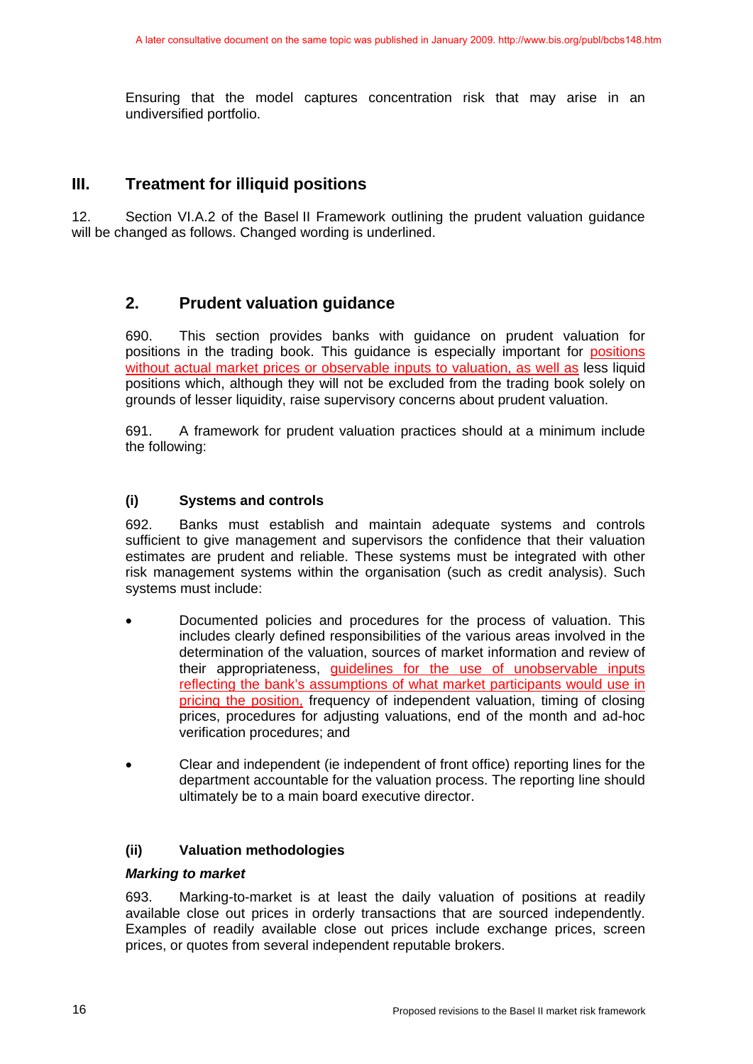Ensuring that the model captures concentration risk that may arise in an undiversified portfolio.

## III. Treatment for illiquid positions

12. Section VI.A.2 of the Basel II Framework outlining the prudent valuation guidance will be changed as follows. Changed wording is underlined.

### 2. Prudent valuation guidance

690. This section provides banks with guidance on prudent valuation for positions in the trading book. This guidance is especially important for <u>positions without actual market prices or observable inputs to valuation, as well as</u> less liquid positions which, although they will not be excluded from the trading book solely on grounds of lesser liquidity, raise supervisory concerns about prudent valuation.

691. A framework for prudent valuation practices should at a minimum include the following:

#### (i) Systems and controls

692. Banks must establish and maintain adequate systems and controls sufficient to give management and supervisors the confidence that their valuation estimates are prudent and reliable. These systems must be integrated with other risk management systems within the organisation (such as credit analysis). Such systems must include:

- Documented policies and procedures for the process of valuation. This includes clearly defined responsibilities of the various areas involved in the determination of the valuation, sources of market information and review of their appropriateness, <u>guidelines for the use of unobservable inputs reflecting the bank's assumptions of what market participants would use in pricing the position,</u> frequency of independent valuation, timing of closing prices, procedures for adjusting valuations, end of the month and ad-hoc verification procedures; and

- Clear and independent (ie independent of front office) reporting lines for the department accountable for the valuation process. The reporting line should ultimately be to a main board executive director.

#### (ii) Valuation methodologies

***Marking to market***

693. Marking-to-market is at least the daily valuation of positions at readily available close out prices in orderly transactions that are sourced independently. Examples of readily available close out prices include exchange prices, screen prices, or quotes from several independent reputable brokers.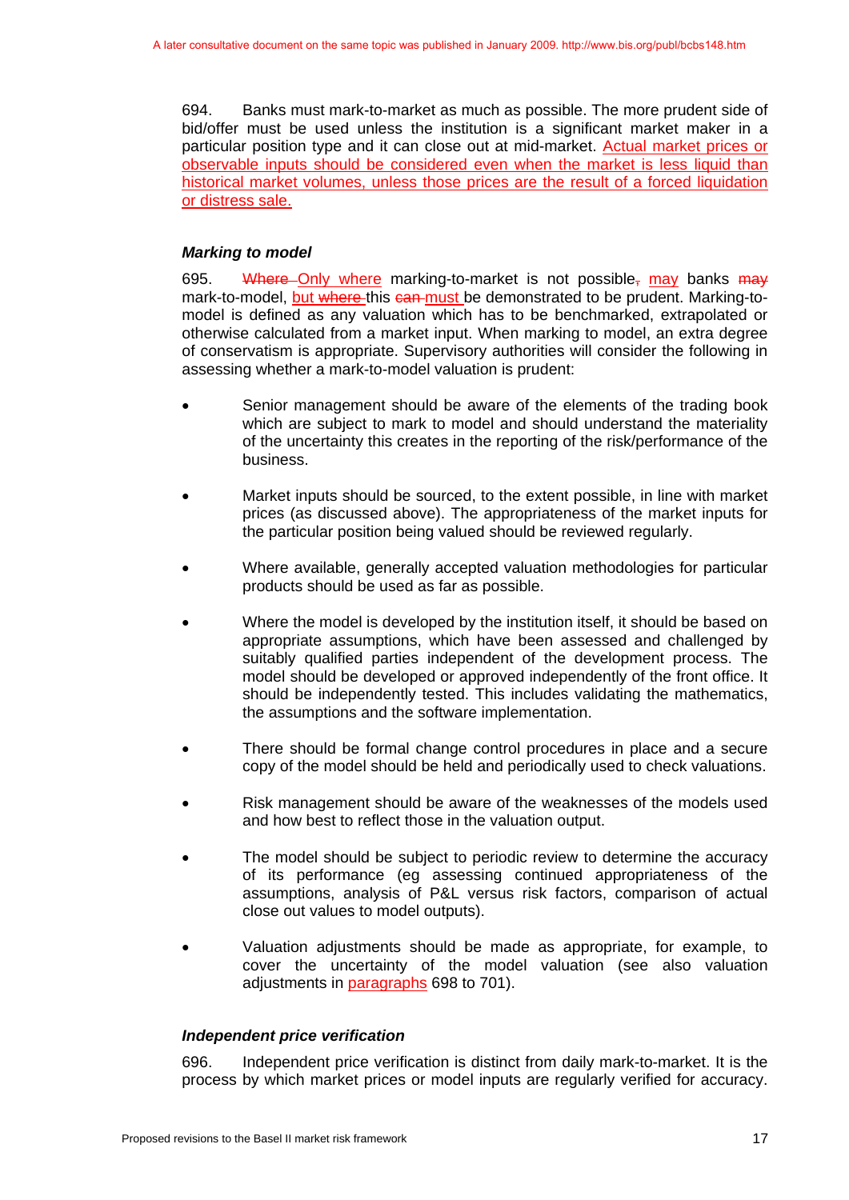694. Banks must mark-to-market as much as possible. The more prudent side of bid/offer must be used unless the institution is a significant market maker in a particular position type and it can close out at mid-market. <u>Actual market prices or observable inputs should be considered even when the market is less liquid than historical market volumes, unless those prices are the result of a forced liquidation or distress sale.</u>

### *Marking to model*

695. ~~Where~~ <u>Only where</u> marking-to-market is not possible~~,~~ <u>may</u> banks ~~may~~ mark-to-model, <u>but</u> ~~where~~ this ~~can~~ <u>must</u> be demonstrated to be prudent. Marking-to-model is defined as any valuation which has to be benchmarked, extrapolated or otherwise calculated from a market input. When marking to model, an extra degree of conservatism is appropriate. Supervisory authorities will consider the following in assessing whether a mark-to-model valuation is prudent:

- Senior management should be aware of the elements of the trading book which are subject to mark to model and should understand the materiality of the uncertainty this creates in the reporting of the risk/performance of the business.
- Market inputs should be sourced, to the extent possible, in line with market prices (as discussed above). The appropriateness of the market inputs for the particular position being valued should be reviewed regularly.
- Where available, generally accepted valuation methodologies for particular products should be used as far as possible.
- Where the model is developed by the institution itself, it should be based on appropriate assumptions, which have been assessed and challenged by suitably qualified parties independent of the development process. The model should be developed or approved independently of the front office. It should be independently tested. This includes validating the mathematics, the assumptions and the software implementation.
- There should be formal change control procedures in place and a secure copy of the model should be held and periodically used to check valuations.
- Risk management should be aware of the weaknesses of the models used and how best to reflect those in the valuation output.
- The model should be subject to periodic review to determine the accuracy of its performance (eg assessing continued appropriateness of the assumptions, analysis of P&L versus risk factors, comparison of actual close out values to model outputs).
- Valuation adjustments should be made as appropriate, for example, to cover the uncertainty of the model valuation (see also valuation adjustments in <u>paragraphs</u> 698 to 701).

### *Independent price verification*

696. Independent price verification is distinct from daily mark-to-market. It is the process by which market prices or model inputs are regularly verified for accuracy.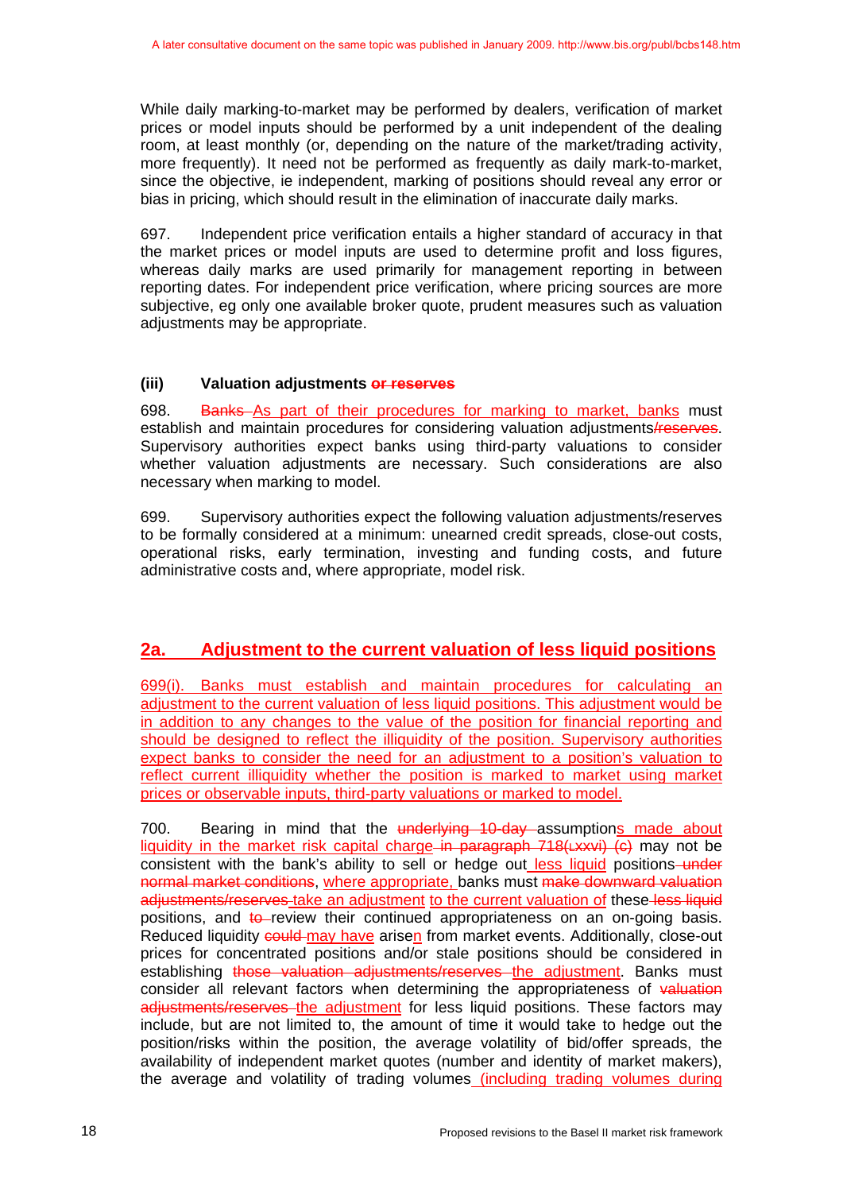While daily marking-to-market may be performed by dealers, verification of market prices or model inputs should be performed by a unit independent of the dealing room, at least monthly (or, depending on the nature of the market/trading activity, more frequently). It need not be performed as frequently as daily mark-to-market, since the objective, ie independent, marking of positions should reveal any error or bias in pricing, which should result in the elimination of inaccurate daily marks.

697. Independent price verification entails a higher standard of accuracy in that the market prices or model inputs are used to determine profit and loss figures, whereas daily marks are used primarily for management reporting in between reporting dates. For independent price verification, where pricing sources are more subjective, eg only one available broker quote, prudent measures such as valuation adjustments may be appropriate.

#### (iii) Valuation adjustments ~~or reserves~~

698. ~~Banks~~ <u>As part of their procedures for marking to market, banks</u> must establish and maintain procedures for considering valuation adjustments~~/reserves~~. Supervisory authorities expect banks using third-party valuations to consider whether valuation adjustments are necessary. Such considerations are also necessary when marking to model.

699. Supervisory authorities expect the following valuation adjustments/reserves to be formally considered at a minimum: unearned credit spreads, close-out costs, operational risks, early termination, investing and funding costs, and future administrative costs and, where appropriate, model risk.

## <u>2a. Adjustment to the current valuation of less liquid positions</u>

<u>699(i). Banks must establish and maintain procedures for calculating an adjustment to the current valuation of less liquid positions. This adjustment would be in addition to any changes to the value of the position for financial reporting and should be designed to reflect the illiquidity of the position. Supervisory authorities expect banks to consider the need for an adjustment to a position's valuation to reflect current illiquidity whether the position is marked to market using market prices or observable inputs, third-party valuations or marked to model.</u>

700. Bearing in mind that the ~~underlying 10-day~~ assumption<u>s made about liquidity in the market risk capital charge</u> ~~in paragraph 718(Lxxvi) (c)~~ may not be consistent with the bank's ability to sell or hedge out <u>less liquid</u> positions ~~under normal market conditions~~, <u>where appropriate,</u> banks must ~~make downward valuation adjustments/reserves~~ <u>take an adjustment</u> <u>to the current valuation of</u> these ~~less liquid~~ positions, and ~~to~~ review their continued appropriateness on an on-going basis. Reduced liquidity ~~could~~ <u>may have</u> arise<u>n</u> from market events. Additionally, close-out prices for concentrated positions and/or stale positions should be considered in establishing ~~those valuation adjustments/reserves~~ <u>the adjustment</u>. Banks must consider all relevant factors when determining the appropriateness of ~~valuation adjustments/reserves~~ <u>the adjustment</u> for less liquid positions. These factors may include, but are not limited to, the amount of time it would take to hedge out the position/risks within the position, the average volatility of bid/offer spreads, the availability of independent market quotes (number and identity of market makers), the average and volatility of trading volumes <u>(including trading volumes during</u>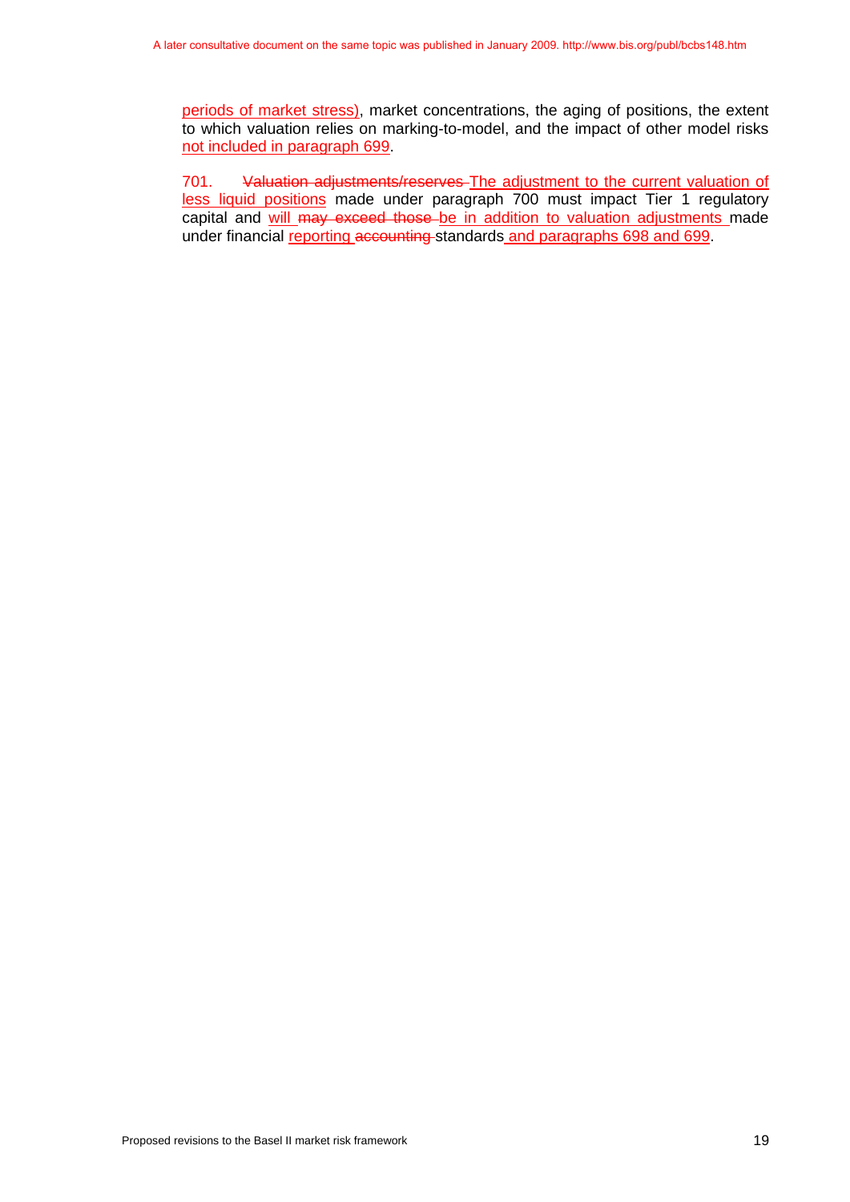periods of market stress), market concentrations, the aging of positions, the extent to which valuation relies on marking-to-model, and the impact of other model risks not included in paragraph 699.

701. ~~Valuation adjustments/reserves~~ The adjustment to the current valuation of less liquid positions made under paragraph 700 must impact Tier 1 regulatory capital and will ~~may exceed those~~ be in addition to valuation adjustments made under financial reporting ~~accounting~~ standards and paragraphs 698 and 699.